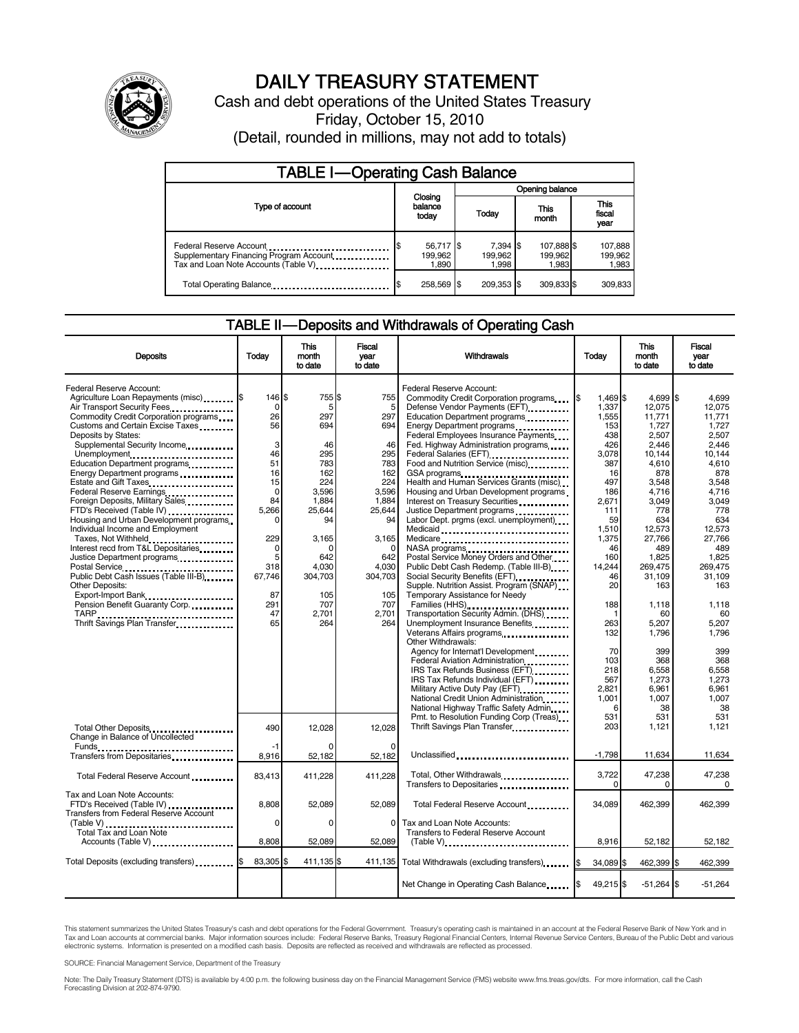# DAILY TREASURY STATEMENT

Cash and debt operations of the United States Treasury

Friday, October 15, 2010

(Detail, rounded in millions, may not add to totals)

## TABLE I—Operating Cash Balance

| Type of account | Closing balance today | Opening balance Today | Opening balance This month | Opening balance This fiscal year |
|---|---|---|---|---|
| Federal Reserve Account | $ 56,717 | $ 7,394 | $ 107,888 | $ 107,888 |
| Supplementary Financing Program Account | 199,962 | 199,962 | 199,962 | 199,962 |
| Tax and Loan Note Accounts (Table V) | 1,890 | 1,998 | 1,983 | 1,983 |
| Total Operating Balance | $ 258,569 | $ 209,353 | $ 309,833 | $ 309,833 |

## TABLE II—Deposits and Withdrawals of Operating Cash

| Deposits | Today | This month to date | Fiscal year to date |
|---|---|---|---|
| Federal Reserve Account: | | | |
| Agriculture Loan Repayments (misc) | $ 146 | $ 755 | $ 755 |
| Air Transport Security Fees | 0 | 5 | 5 |
| Commodity Credit Corporation programs | 26 | 297 | 297 |
| Customs and Certain Excise Taxes | 56 | 694 | 694 |
| Deposits by States: | | | |
| Supplemental Security Income | 3 | 46 | 46 |
| Unemployment | 46 | 295 | 295 |
| Education Department programs | 51 | 783 | 783 |
| Energy Department programs | 16 | 162 | 162 |
| Estate and Gift Taxes | 15 | 224 | 224 |
| Federal Reserve Earnings | 0 | 3,596 | 3,596 |
| Foreign Deposits, Military Sales | 84 | 1,884 | 1,884 |
| FTD's Received (Table IV) | 5,266 | 25,644 | 25,644 |
| Housing and Urban Development programs | 0 | 94 | 94 |
| Individual Income and Employment Taxes, Not Withheld | 229 | 3,165 | 3,165 |
| Interest recd from T&L Depositaries | 0 | 0 | 0 |
| Justice Department programs | 5 | 642 | 642 |
| Postal Service | 318 | 4,030 | 4,030 |
| Public Debt Cash Issues (Table III-B) | 67,746 | 304,703 | 304,703 |
| Other Deposits: | | | |
| Export-Import Bank | 87 | 105 | 105 |
| Pension Benefit Guaranty Corp. | 291 | 707 | 707 |
| TARP | 47 | 2,701 | 2,701 |
| Thrift Savings Plan Transfer | 65 | 264 | 264 |
| Total Other Deposits | 490 | 12,028 | 12,028 |
| Change in Balance of Uncollected Funds | -1 | 0 | 0 |
| Transfers from Depositaries | 8,916 | 52,182 | 52,182 |
| Total Federal Reserve Account | 83,413 | 411,228 | 411,228 |
| Tax and Loan Note Accounts: | | | |
| FTD's Received (Table IV) | 8,808 | 52,089 | 52,089 |
| Transfers from Federal Reserve Account (Table V) | 0 | 0 | 0 |
| Total Tax and Loan Note Accounts (Table V) | 8,808 | 52,089 | 52,089 |
| Total Deposits (excluding transfers) | $ 83,305 | $ 411,135 | $ 411,135 |

| Withdrawals | Today | This month to date | Fiscal year to date |
|---|---|---|---|
| Federal Reserve Account: | | | |
| Commodity Credit Corporation programs | $ 1,469 | $ 4,699 | $ 4,699 |
| Defense Vendor Payments (EFT) | 1,337 | 12,075 | 12,075 |
| Education Department programs | 1,555 | 11,771 | 11,771 |
| Energy Department programs | 153 | 1,727 | 1,727 |
| Federal Employees Insurance Payments | 438 | 2,507 | 2,507 |
| Fed. Highway Administration programs | 426 | 2,446 | 2,446 |
| Federal Salaries (EFT) | 3,078 | 10,144 | 10,144 |
| Food and Nutrition Service (misc) | 387 | 4,610 | 4,610 |
| GSA programs | 16 | 878 | 878 |
| Health and Human Services Grants (misc) | 497 | 3,548 | 3,548 |
| Housing and Urban Development programs | 186 | 4,716 | 4,716 |
| Interest on Treasury Securities | 2,671 | 3,049 | 3,049 |
| Justice Department programs | 111 | 778 | 778 |
| Labor Dept. prgms (excl. unemployment) | 59 | 634 | 634 |
| Medicaid | 1,510 | 12,573 | 12,573 |
| Medicare | 1,375 | 27,766 | 27,766 |
| NASA programs | 46 | 489 | 489 |
| Postal Service Money Orders and Other | 160 | 1,825 | 1,825 |
| Public Debt Cash Redemp. (Table III-B) | 14,244 | 269,475 | 269,475 |
| Social Security Benefits (EFT) | 46 | 31,109 | 31,109 |
| Supple. Nutrition Assist. Program (SNAP) | 20 | 163 | 163 |
| Temporary Assistance for Needy Families (HHS) | 188 | 1,118 | 1,118 |
| Transportation Security Admin. (DHS) | 1 | 60 | 60 |
| Unemployment Insurance Benefits | 263 | 5,207 | 5,207 |
| Veterans Affairs programs | 132 | 1,796 | 1,796 |
| Other Withdrawals: | | | |
| Agency for Internat'l Development | 70 | 399 | 399 |
| Federal Aviation Administration | 103 | 368 | 368 |
| IRS Tax Refunds Business (EFT) | 218 | 6,558 | 6,558 |
| IRS Tax Refunds Individual (EFT) | 567 | 1,273 | 1,273 |
| Military Active Duty Pay (EFT) | 2,821 | 6,961 | 6,961 |
| National Credit Union Administration | 1,001 | 1,007 | 1,007 |
| National Highway Traffic Safety Admin | 6 | 38 | 38 |
| Pmt. to Resolution Funding Corp (Treas) | 531 | 531 | 531 |
| Thrift Savings Plan Transfer | 203 | 1,121 | 1,121 |
| Unclassified | -1,798 | 11,634 | 11,634 |
| Total, Other Withdrawals | 3,722 | 47,238 | 47,238 |
| Transfers to Depositaries | 0 | 0 | 0 |
| Total Federal Reserve Account | 34,089 | 462,399 | 462,399 |
| Tax and Loan Note Accounts: | | | |
| Transfers to Federal Reserve Account (Table V) | 8,916 | 52,182 | 52,182 |
| Total Withdrawals (excluding transfers) | $ 34,089 | $ 462,399 | $ 462,399 |
| Net Change in Operating Cash Balance | $ 49,215 | $ -51,264 | $ -51,264 |

This statement summarizes the United States Treasury's cash and debt operations for the Federal Government. Treasury's operating cash is maintained in an account at the Federal Reserve Bank of New York and in Tax and Loan accounts at commercial banks. Major information sources include: Federal Reserve Banks, Treasury Regional Financial Centers, Internal Revenue Service Centers, Bureau of the Public Debt and various electronic systems. Information is presented on a modified cash basis. Deposits are reflected as received and withdrawals are reflected as processed.

SOURCE: Financial Management Service, Department of the Treasury

Note: The Daily Treasury Statement (DTS) is available by 4:00 p.m. the following business day on the Financial Management Service (FMS) website www.fms.treas.gov/dts. For more information, call the Cash Forecasting Division at 202-874-9790.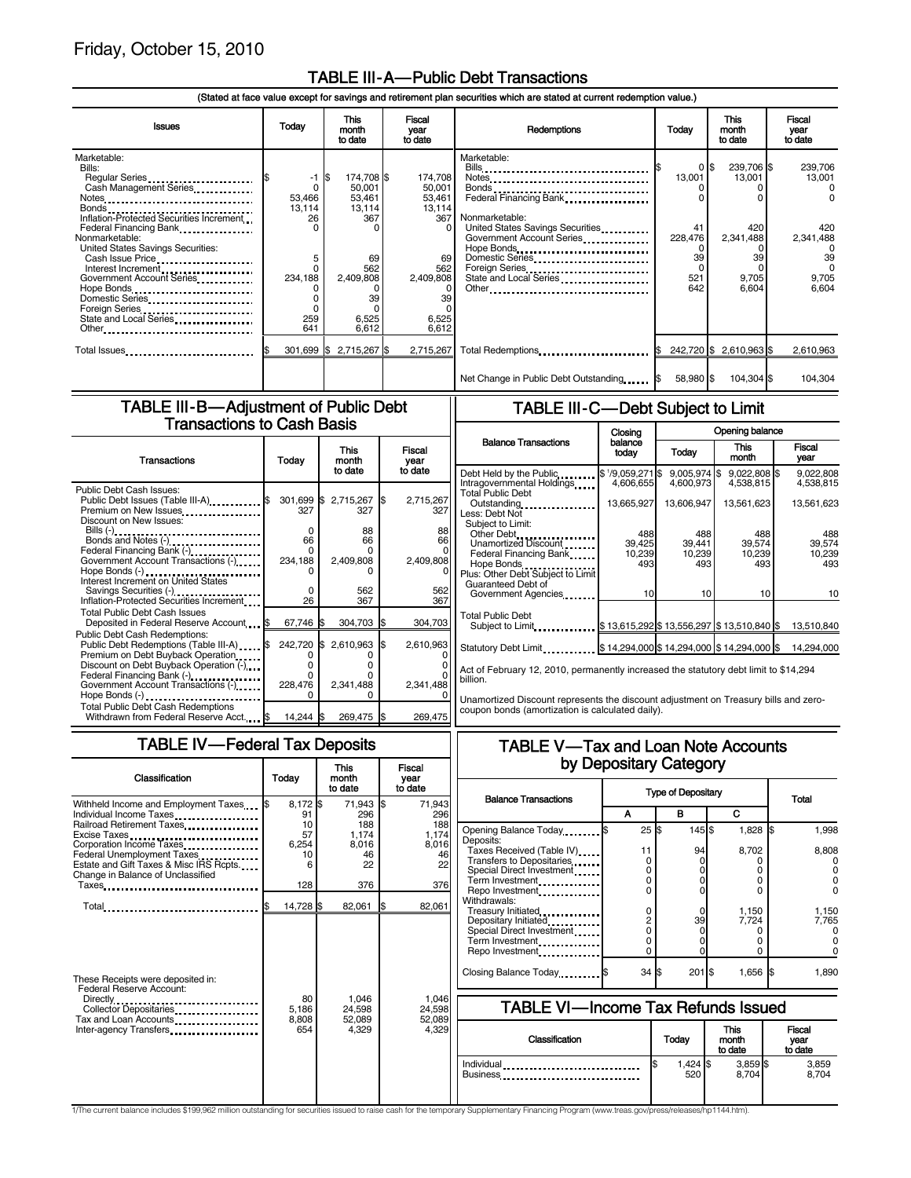Friday, October 15, 2010

## TABLE III-A—Public Debt Transactions

(Stated at face value except for savings and retirement plan securities which are stated at current redemption value.)

| Issues | Today | This month to date | Fiscal year to date | Redemptions | Today | This month to date | Fiscal year to date |
|---|---|---|---|---|---|---|---|
| Marketable: | | | | Marketable: | | | |
| Bills: | | | | Bills | $ 0 | $ 239,706 | $ 239,706 |
| Regular Series | $ -1 | $ 174,708 | $ 174,708 | Notes | 13,001 | 13,001 | 13,001 |
| Cash Management Series | 0 | 50,001 | 50,001 | Bonds | 0 | 0 | 0 |
| Notes | 53,466 | 53,461 | 53,461 | Federal Financing Bank | 0 | 0 | 0 |
| Bonds | 13,114 | 13,114 | 13,114 | | | | |
| Inflation-Protected Securities Increment | 26 | 367 | 367 | Nonmarketable: | | | |
| Federal Financing Bank | 0 | 0 | 0 | United States Savings Securities | 41 | 420 | 420 |
| Nonmarketable: | | | | Government Account Series | 228,476 | 2,341,488 | 2,341,488 |
| United States Savings Securities: | | | | Hope Bonds | 0 | 0 | 0 |
| Cash Issue Price | 5 | 69 | 69 | Domestic Series | 39 | 39 | 39 |
| Interest Increment | 0 | 562 | 562 | Foreign Series | 0 | 0 | 0 |
| Government Account Series | 234,188 | 2,409,808 | 2,409,808 | State and Local Series | 521 | 9,705 | 9,705 |
| Hope Bonds | 0 | 0 | 0 | Other | 642 | 6,604 | 6,604 |
| Domestic Series | 0 | 39 | 39 | | | | |
| Foreign Series | 0 | 0 | 0 | | | | |
| State and Local Series | 259 | 6,525 | 6,525 | | | | |
| Other | 641 | 6,612 | 6,612 | | | | |
| Total Issues | $ 301,699 | $ 2,715,267 | $ 2,715,267 | Total Redemptions | $ 242,720 | $ 2,610,963 | $ 2,610,963 |
| | | | | Net Change in Public Debt Outstanding | $ 58,980 | $ 104,304 | $ 104,304 |

## TABLE III-B—Adjustment of Public Debt Transactions to Cash Basis

| Transactions | Today | This month to date | Fiscal year to date |
|---|---|---|---|
| Public Debt Cash Issues: | | | |
| Public Debt Issues (Table III-A) | $ 301,699 | $ 2,715,267 | $ 2,715,267 |
| Premium on New Issues | 327 | 327 | 327 |
| Discount on New Issues: | | | |
| Bills (-) | 0 | 88 | 88 |
| Bonds and Notes (-) | 66 | 66 | 66 |
| Federal Financing Bank (-) | 0 | 0 | 0 |
| Government Account Transactions (-) | 234,188 | 2,409,808 | 2,409,808 |
| Hope Bonds (-) | 0 | 0 | 0 |
| Interest Increment on United States Savings Securities (-) | 0 | 562 | 562 |
| Inflation-Protected Securities Increment | 26 | 367 | 367 |
| Total Public Debt Cash Issues Deposited in Federal Reserve Account | $ 67,746 | $ 304,703 | $ 304,703 |
| Public Debt Cash Redemptions: | | | |
| Public Debt Redemptions (Table III-A) | $ 242,720 | $ 2,610,963 | $ 2,610,963 |
| Premium on Debt Buyback Operation | 0 | 0 | 0 |
| Discount on Debt Buyback Operation (-) | 0 | 0 | 0 |
| Federal Financing Bank (-) | 0 | 0 | 0 |
| Government Account Transactions (-) | 228,476 | 2,341,488 | 2,341,488 |
| Hope Bonds (-) | 0 | 0 | 0 |
| Total Public Debt Cash Redemptions Withdrawn from Federal Reserve Acct. | $ 14,244 | $ 269,475 | $ 269,475 |

## TABLE III-C—Debt Subject to Limit

| Balance Transactions | Closing balance today | Opening balance Today | Opening balance This month | Opening balance Fiscal year |
|---|---|---|---|---|
| Debt Held by the Public | $ [1]9,059,271 | $ 9,005,974 | $ 9,022,808 | $ 9,022,808 |
| Intragovernmental Holdings | 4,606,655 | 4,600,973 | 4,538,815 | 4,538,815 |
| Total Public Debt Outstanding | 13,665,927 | 13,606,947 | 13,561,623 | 13,561,623 |
| Less: Debt Not Subject to Limit: | | | | |
| Other Debt | 488 | 488 | 488 | 488 |
| Unamortized Discount | 39,425 | 39,441 | 39,574 | 39,574 |
| Federal Financing Bank | 10,239 | 10,239 | 10,239 | 10,239 |
| Hope Bonds | 493 | 493 | 493 | 493 |
| Plus: Other Debt Subject to Limit Guaranteed Debt of Government Agencies | 10 | 10 | 10 | 10 |
| Total Public Debt Subject to Limit | $ 13,615,292 | $ 13,556,297 | $ 13,510,840 | $ 13,510,840 |
| Statutory Debt Limit | $ 14,294,000 | $ 14,294,000 | $ 14,294,000 | $ 14,294,000 |

Act of February 12, 2010, permanently increased the statutory debt limit to $14,294 billion.

Unamortized Discount represents the discount adjustment on Treasury bills and zero-coupon bonds (amortization is calculated daily).

## TABLE IV—Federal Tax Deposits

| Classification | Today | This month to date | Fiscal year to date |
|---|---|---|---|
| Withheld Income and Employment Taxes | $ 8,172 | $ 71,943 | $ 71,943 |
| Individual Income Taxes | 91 | 296 | 296 |
| Railroad Retirement Taxes | 10 | 188 | 188 |
| Excise Taxes | 57 | 1,174 | 1,174 |
| Corporation Income Taxes | 6,254 | 8,016 | 8,016 |
| Federal Unemployment Taxes | 10 | 46 | 46 |
| Estate and Gift Taxes & Misc IRS Rcpts. | 6 | 22 | 22 |
| Change in Balance of Unclassified Taxes | 128 | 376 | 376 |
| Total | $ 14,728 | $ 82,061 | $ 82,061 |
| These Receipts were deposited in: | | | |
| Federal Reserve Account: | | | |
| Directly | 80 | 1,046 | 1,046 |
| Collector Depositaries | 5,186 | 24,598 | 24,598 |
| Tax and Loan Accounts | 8,808 | 52,089 | 52,089 |
| Inter-agency Transfers | 654 | 4,329 | 4,329 |

## TABLE V—Tax and Loan Note Accounts by Depositary Category

| Balance Transactions | Type of Depositary A | Type of Depositary B | Type of Depositary C | Total |
|---|---|---|---|---|
| Opening Balance Today | $ 25 | $ 145 | $ 1,828 | $ 1,998 |
| Deposits: | | | | |
| Taxes Received (Table IV) | 11 | 94 | 8,702 | 8,808 |
| Transfers to Depositaries | 0 | 0 | 0 | 0 |
| Special Direct Investment | 0 | 0 | 0 | 0 |
| Term Investment | 0 | 0 | 0 | 0 |
| Repo Investment | 0 | 0 | 0 | 0 |
| Withdrawals: | | | | |
| Treasury Initiated | 0 | 0 | 1,150 | 1,150 |
| Depositary Initiated | 2 | 39 | 7,724 | 7,765 |
| Special Direct Investment | 0 | 0 | 0 | 0 |
| Term Investment | 0 | 0 | 0 | 0 |
| Repo Investment | 0 | 0 | 0 | 0 |
| Closing Balance Today | $ 34 | $ 201 | $ 1,656 | $ 1,890 |

## TABLE VI—Income Tax Refunds Issued

| Classification | Today | This month to date | Fiscal year to date |
|---|---|---|---|
| Individual | $ 1,424 | $ 3,859 | $ 3,859 |
| Business | 520 | 8,704 | 8,704 |

1/The current balance includes $199,962 million outstanding for securities issued to raise cash for the temporary Supplementary Financing Program (www.treas.gov/press/releases/hp1144.htm).